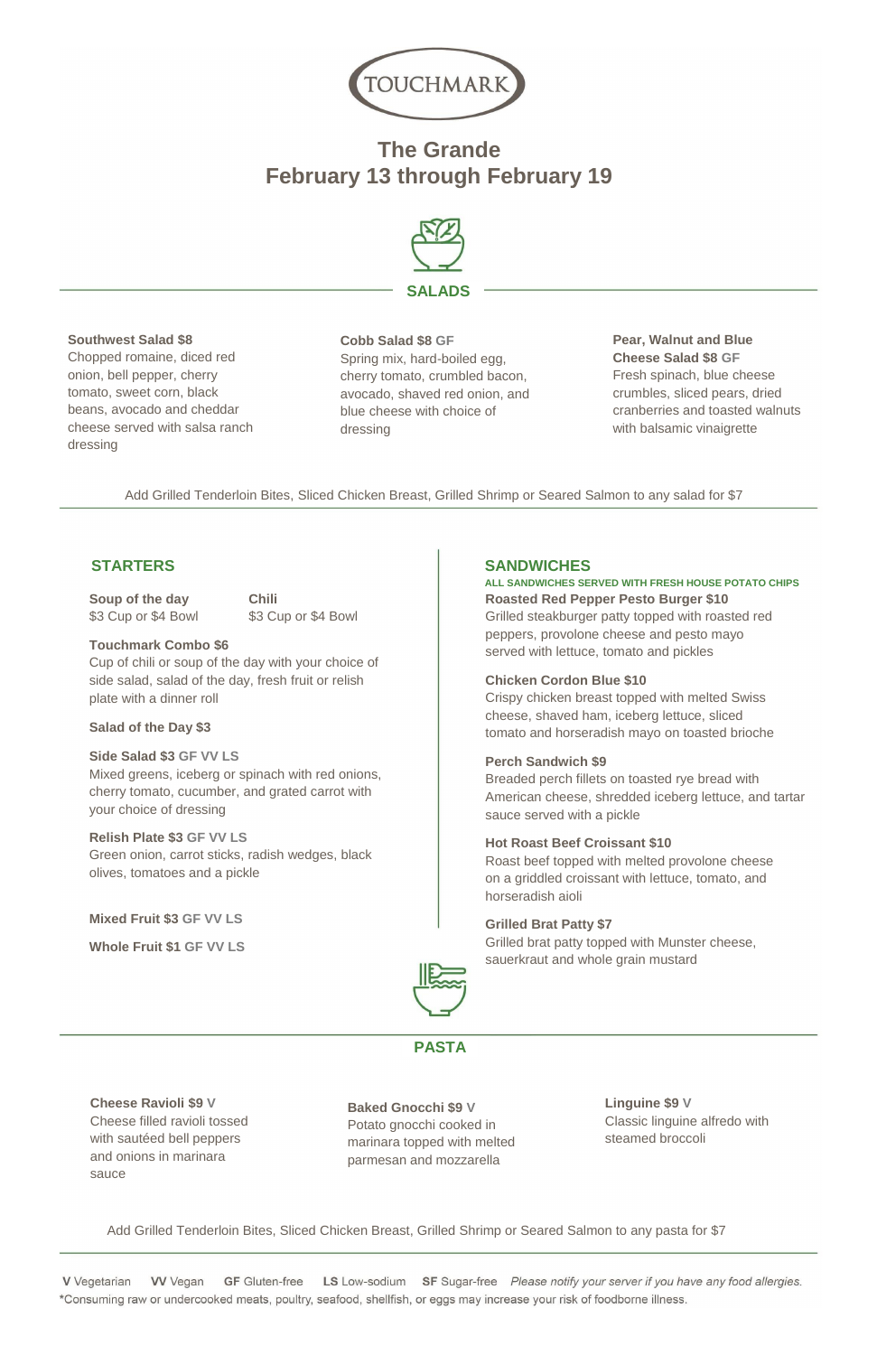TOUCHMARK

# The Grande
# February 13 through February 19

## SALADS

**Southwest Salad $8**
Chopped romaine, diced red onion, bell pepper, cherry tomato, sweet corn, black beans, avocado and cheddar cheese served with salsa ranch dressing

**Cobb Salad $8** GF
Spring mix, hard-boiled egg, cherry tomato, crumbled bacon, avocado, shaved red onion, and blue cheese with choice of dressing

**Pear, Walnut and Blue Cheese Salad $8** GF
Fresh spinach, blue cheese crumbles, sliced pears, dried cranberries and toasted walnuts with balsamic vinaigrette

Add Grilled Tenderloin Bites, Sliced Chicken Breast, Grilled Shrimp or Seared Salmon to any salad for $7

## STARTERS

**Soup of the day**
$3 Cup or $4 Bowl

**Chili**
$3 Cup or $4 Bowl

**Touchmark Combo $6**
Cup of chili or soup of the day with your choice of side salad, salad of the day, fresh fruit or relish plate with a dinner roll

**Salad of the Day $3**

**Side Salad $3** GF VV LS
Mixed greens, iceberg or spinach with red onions, cherry tomato, cucumber, and grated carrot with your choice of dressing

**Relish Plate $3** GF VV LS
Green onion, carrot sticks, radish wedges, black olives, tomatoes and a pickle

**Mixed Fruit $3** GF VV LS

**Whole Fruit $1** GF VV LS

## SANDWICHES

ALL SANDWICHES SERVED WITH FRESH HOUSE POTATO CHIPS

**Roasted Red Pepper Pesto Burger $10**
Grilled steakburger patty topped with roasted red peppers, provolone cheese and pesto mayo served with lettuce, tomato and pickles

**Chicken Cordon Blue $10**
Crispy chicken breast topped with melted Swiss cheese, shaved ham, iceberg lettuce, sliced tomato and horseradish mayo on toasted brioche

**Perch Sandwich $9**
Breaded perch fillets on toasted rye bread with American cheese, shredded iceberg lettuce, and tartar sauce served with a pickle

**Hot Roast Beef Croissant $10**
Roast beef topped with melted provolone cheese on a griddled croissant with lettuce, tomato, and horseradish aioli

**Grilled Brat Patty $7**
Grilled brat patty topped with Munster cheese, sauerkraut and whole grain mustard

## PASTA

**Cheese Ravioli $9** V
Cheese filled ravioli tossed with sautéed bell peppers and onions in marinara sauce

**Baked Gnocchi $9** V
Potato gnocchi cooked in marinara topped with melted parmesan and mozzarella

**Linguine $9** V
Classic linguine alfredo with steamed broccoli

Add Grilled Tenderloin Bites, Sliced Chicken Breast, Grilled Shrimp or Seared Salmon to any pasta for $7

**V** Vegetarian **VV** Vegan **GF** Gluten-free **LS** Low-sodium **SF** Sugar-free *Please notify your server if you have any food allergies.*
*Consuming raw or undercooked meats, poultry, seafood, shellfish, or eggs may increase your risk of foodborne illness.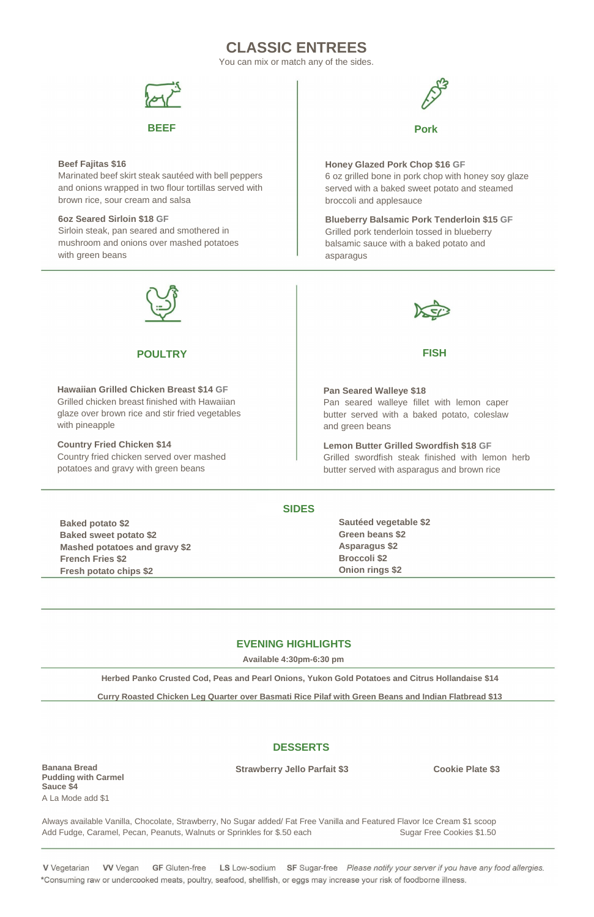# CLASSIC ENTREES

You can mix or match any of the sides.

## BEEF

**Beef Fajitas $16**
Marinated beef skirt steak sautéed with bell peppers and onions wrapped in two flour tortillas served with brown rice, sour cream and salsa

**6oz Seared Sirloin $18** GF
Sirloin steak, pan seared and smothered in mushroom and onions over mashed potatoes with green beans

## Pork

**Honey Glazed Pork Chop $16** GF
6 oz grilled bone in pork chop with honey soy glaze served with a baked sweet potato and steamed broccoli and applesauce

**Blueberry Balsamic Pork Tenderloin $15** GF
Grilled pork tenderloin tossed in blueberry balsamic sauce with a baked potato and asparagus

## POULTRY

**Hawaiian Grilled Chicken Breast $14** GF
Grilled chicken breast finished with Hawaiian glaze over brown rice and stir fried vegetables with pineapple

**Country Fried Chicken $14**
Country fried chicken served over mashed potatoes and gravy with green beans

## FISH

**Pan Seared Walleye $18**
Pan seared walleye fillet with lemon caper butter served with a baked potato, coleslaw and green beans

**Lemon Butter Grilled Swordfish $18** GF
Grilled swordfish steak finished with lemon herb butter served with asparagus and brown rice

## SIDES

**Baked potato $2**
**Baked sweet potato $2**
**Mashed potatoes and gravy $2**
**French Fries $2**
**Fresh potato chips $2**
**Sautéed vegetable $2**
**Green beans $2**
**Asparagus $2**
**Broccoli $2**
**Onion rings $2**

## EVENING HIGHLIGHTS

**Available 4:30pm-6:30 pm**

**Herbed Panko Crusted Cod, Peas and Pearl Onions, Yukon Gold Potatoes and Citrus Hollandaise $14**

**Curry Roasted Chicken Leg Quarter over Basmati Rice Pilaf with Green Beans and Indian Flatbread $13**

## DESSERTS

**Banana Bread Pudding with Carmel Sauce $4**
A La Mode add $1

**Strawberry Jello Parfait $3**

**Cookie Plate $3**

Always available Vanilla, Chocolate, Strawberry, No Sugar added/ Fat Free Vanilla and Featured Flavor Ice Cream $1 scoop
Add Fudge, Caramel, Pecan, Peanuts, Walnuts or Sprinkles for $.50 each
Sugar Free Cookies $1.50

**V** Vegetarian **VV** Vegan **GF** Gluten-free **LS** Low-sodium **SF** Sugar-free *Please notify your server if you have any food allergies.*
*Consuming raw or undercooked meats, poultry, seafood, shellfish, or eggs may increase your risk of foodborne illness.